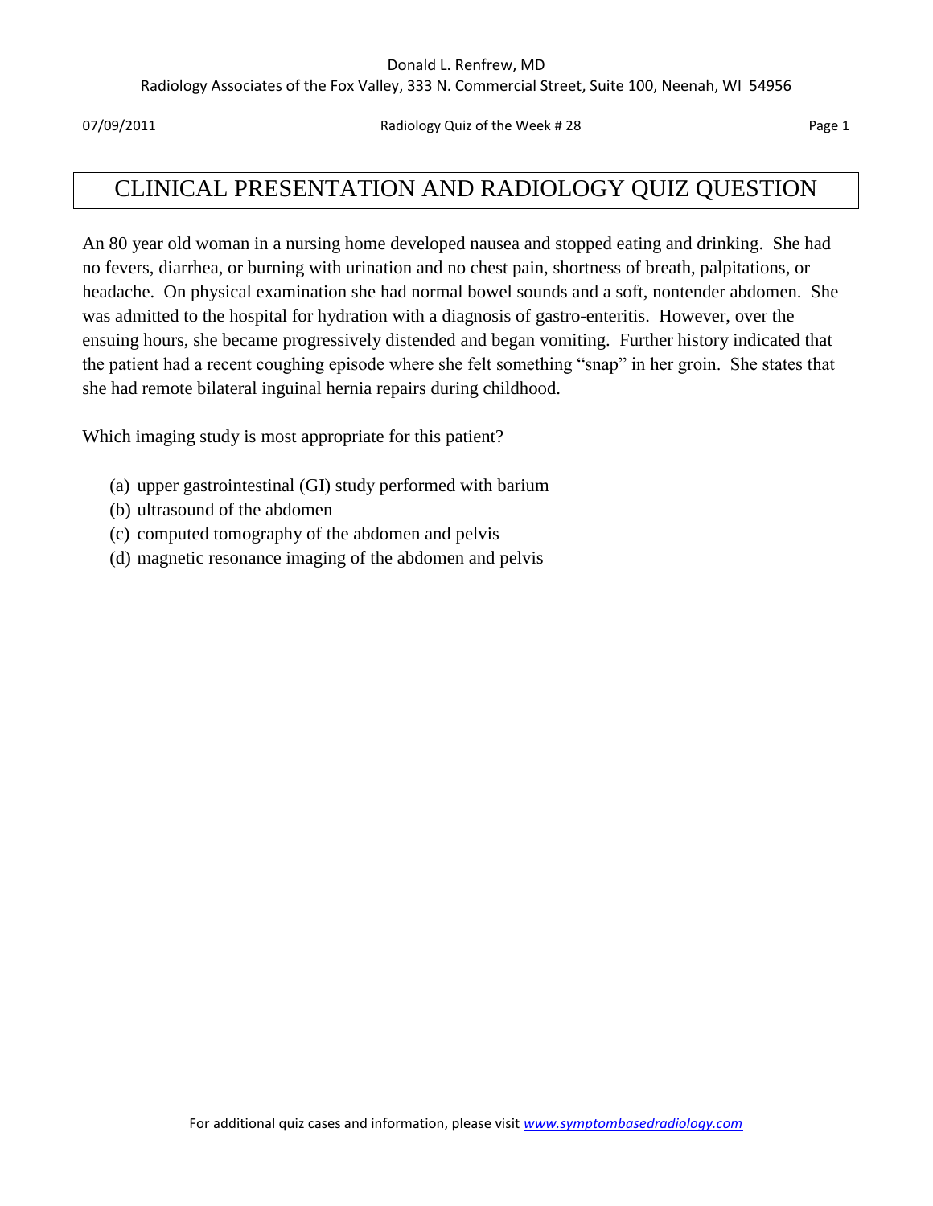# CLINICAL PRESENTATION AND RADIOLOGY QUIZ QUESTION

An 80 year old woman in a nursing home developed nausea and stopped eating and drinking. She had no fevers, diarrhea, or burning with urination and no chest pain, shortness of breath, palpitations, or headache. On physical examination she had normal bowel sounds and a soft, nontender abdomen. She was admitted to the hospital for hydration with a diagnosis of gastro-enteritis. However, over the ensuing hours, she became progressively distended and began vomiting. Further history indicated that the patient had a recent coughing episode where she felt something "snap" in her groin. She states that she had remote bilateral inguinal hernia repairs during childhood.

Which imaging study is most appropriate for this patient?

(a) upper gastrointestinal (GI) study performed with barium
(b) ultrasound of the abdomen
(c) computed tomography of the abdomen and pelvis
(d) magnetic resonance imaging of the abdomen and pelvis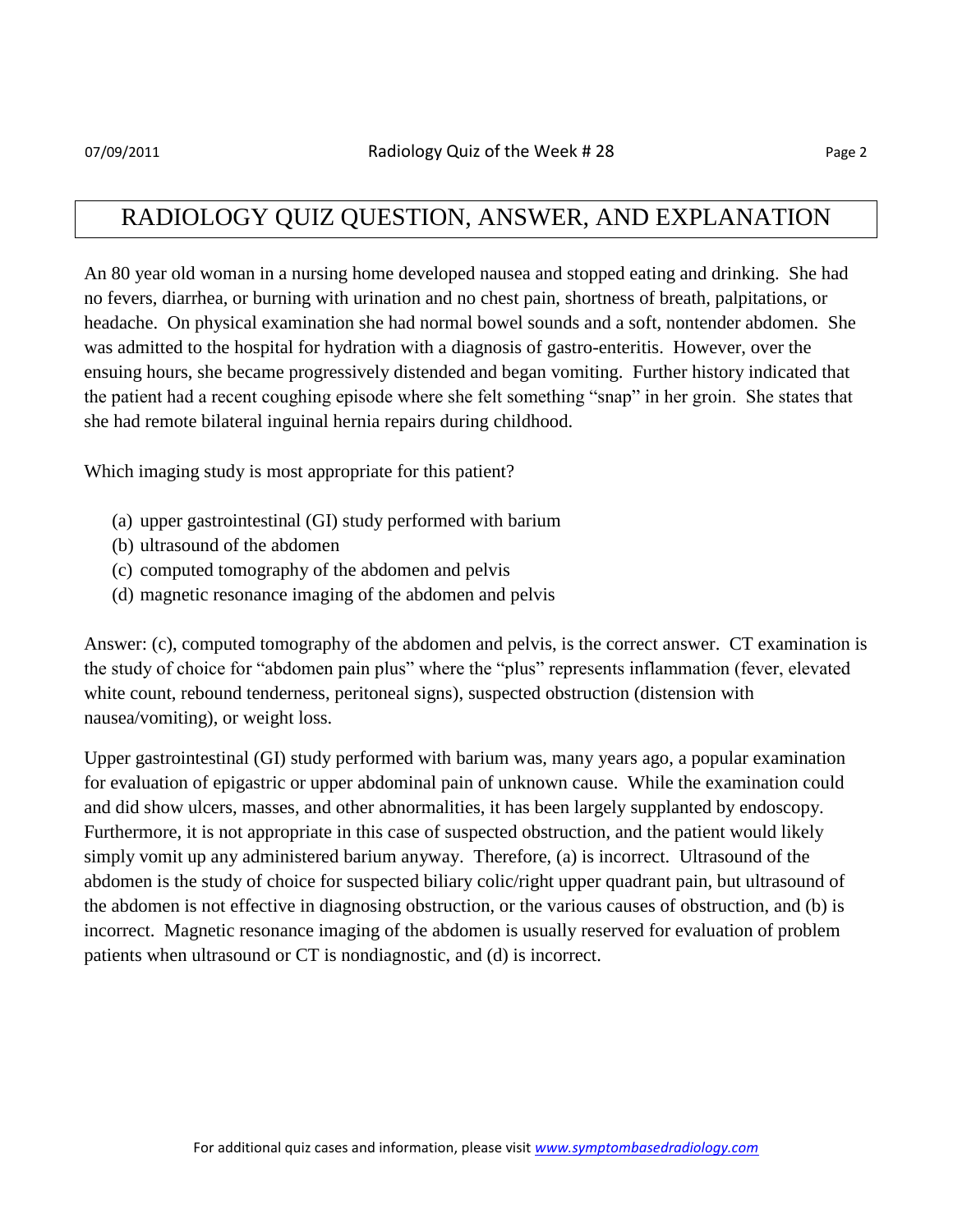# RADIOLOGY QUIZ QUESTION, ANSWER, AND EXPLANATION

An 80 year old woman in a nursing home developed nausea and stopped eating and drinking. She had no fevers, diarrhea, or burning with urination and no chest pain, shortness of breath, palpitations, or headache. On physical examination she had normal bowel sounds and a soft, nontender abdomen. She was admitted to the hospital for hydration with a diagnosis of gastro-enteritis. However, over the ensuing hours, she became progressively distended and began vomiting. Further history indicated that the patient had a recent coughing episode where she felt something "snap" in her groin. She states that she had remote bilateral inguinal hernia repairs during childhood.

Which imaging study is most appropriate for this patient?

(a) upper gastrointestinal (GI) study performed with barium
(b) ultrasound of the abdomen
(c) computed tomography of the abdomen and pelvis
(d) magnetic resonance imaging of the abdomen and pelvis

Answer: (c), computed tomography of the abdomen and pelvis, is the correct answer. CT examination is the study of choice for "abdomen pain plus" where the "plus" represents inflammation (fever, elevated white count, rebound tenderness, peritoneal signs), suspected obstruction (distension with nausea/vomiting), or weight loss.

Upper gastrointestinal (GI) study performed with barium was, many years ago, a popular examination for evaluation of epigastric or upper abdominal pain of unknown cause. While the examination could and did show ulcers, masses, and other abnormalities, it has been largely supplanted by endoscopy. Furthermore, it is not appropriate in this case of suspected obstruction, and the patient would likely simply vomit up any administered barium anyway. Therefore, (a) is incorrect. Ultrasound of the abdomen is the study of choice for suspected biliary colic/right upper quadrant pain, but ultrasound of the abdomen is not effective in diagnosing obstruction, or the various causes of obstruction, and (b) is incorrect. Magnetic resonance imaging of the abdomen is usually reserved for evaluation of problem patients when ultrasound or CT is nondiagnostic, and (d) is incorrect.

For additional quiz cases and information, please visit www.symptombasedradiology.com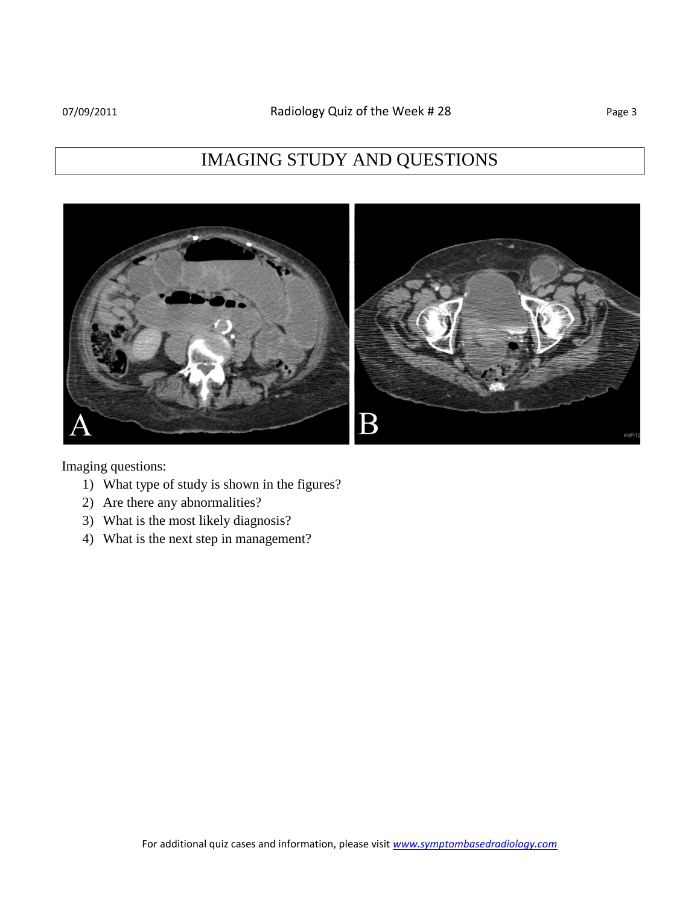# IMAGING STUDY AND QUESTIONS

Imaging questions:

1) What type of study is shown in the figures?
2) Are there any abnormalities?
3) What is the most likely diagnosis?
4) What is the next step in management?

For additional quiz cases and information, please visit www.symptombasedradiology.com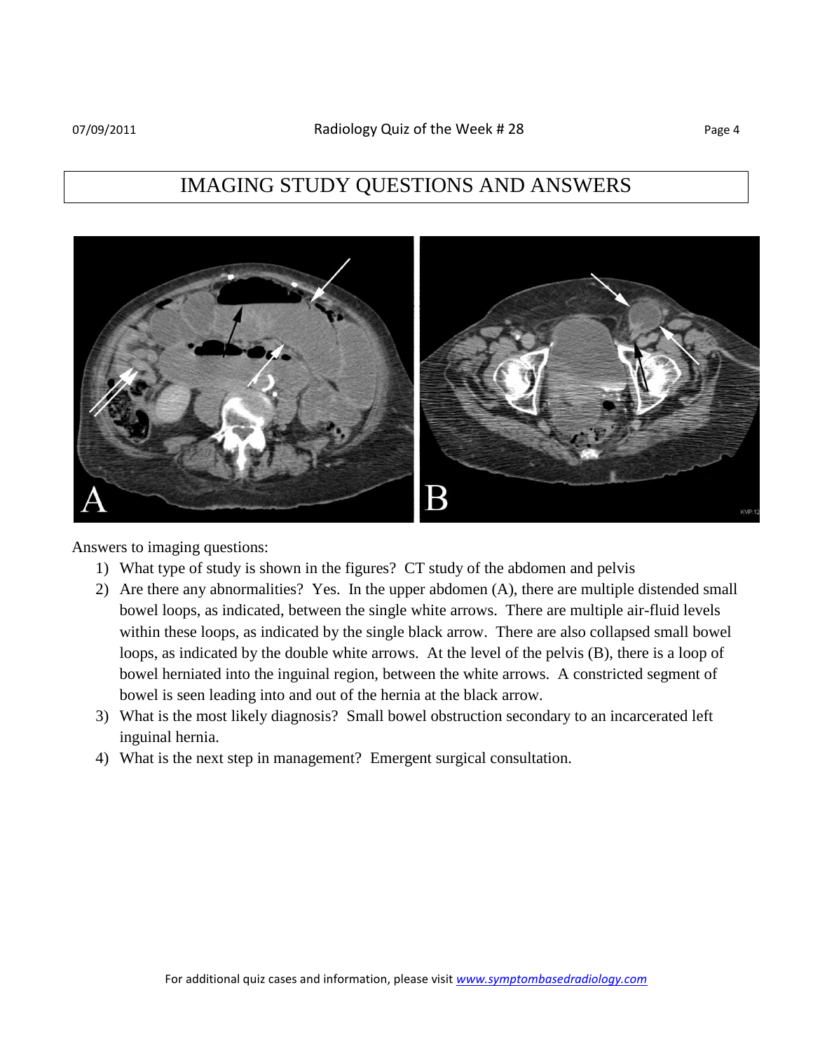# IMAGING STUDY QUESTIONS AND ANSWERS

Answers to imaging questions:

1) What type of study is shown in the figures? CT study of the abdomen and pelvis
2) Are there any abnormalities? Yes. In the upper abdomen (A), there are multiple distended small bowel loops, as indicated, between the single white arrows. There are multiple air-fluid levels within these loops, as indicated by the single black arrow. There are also collapsed small bowel loops, as indicated by the double white arrows. At the level of the pelvis (B), there is a loop of bowel herniated into the inguinal region, between the white arrows. A constricted segment of bowel is seen leading into and out of the hernia at the black arrow.
3) What is the most likely diagnosis? Small bowel obstruction secondary to an incarcerated left inguinal hernia.
4) What is the next step in management? Emergent surgical consultation.

For additional quiz cases and information, please visit *www.symptombasedradiology.com*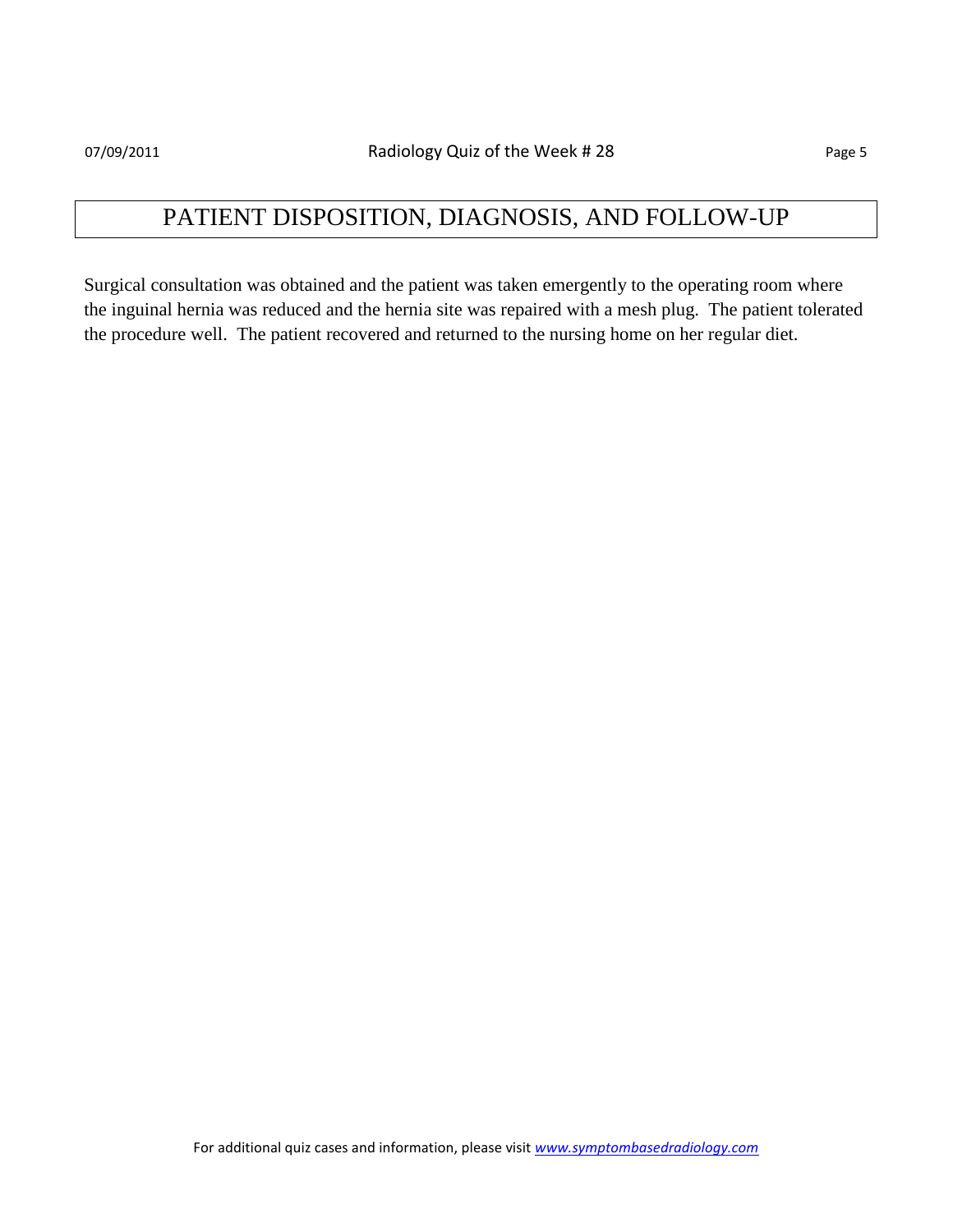# PATIENT DISPOSITION, DIAGNOSIS, AND FOLLOW-UP

Surgical consultation was obtained and the patient was taken emergently to the operating room where the inguinal hernia was reduced and the hernia site was repaired with a mesh plug. The patient tolerated the procedure well. The patient recovered and returned to the nursing home on her regular diet.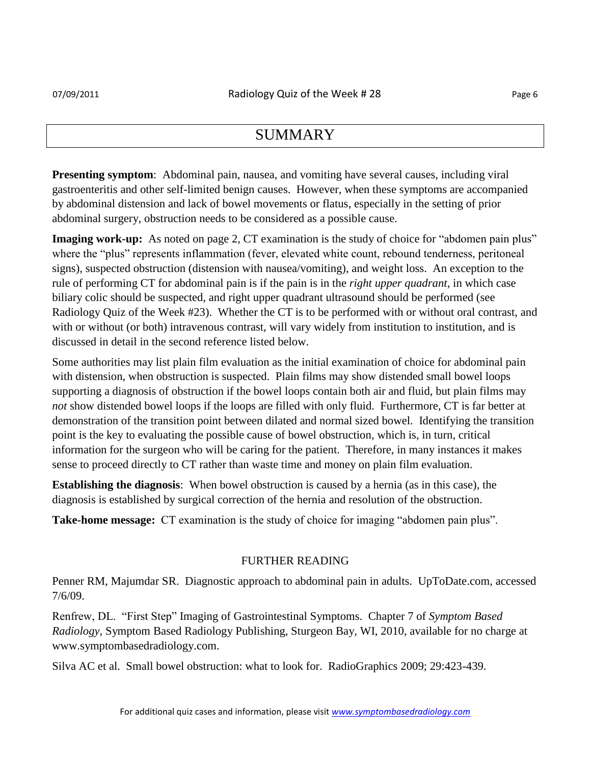## SUMMARY

**Presenting symptom**: Abdominal pain, nausea, and vomiting have several causes, including viral gastroenteritis and other self-limited benign causes. However, when these symptoms are accompanied by abdominal distension and lack of bowel movements or flatus, especially in the setting of prior abdominal surgery, obstruction needs to be considered as a possible cause.

**Imaging work-up:** As noted on page 2, CT examination is the study of choice for "abdomen pain plus" where the "plus" represents inflammation (fever, elevated white count, rebound tenderness, peritoneal signs), suspected obstruction (distension with nausea/vomiting), and weight loss. An exception to the rule of performing CT for abdominal pain is if the pain is in the *right upper quadrant*, in which case biliary colic should be suspected, and right upper quadrant ultrasound should be performed (see Radiology Quiz of the Week #23). Whether the CT is to be performed with or without oral contrast, and with or without (or both) intravenous contrast, will vary widely from institution to institution, and is discussed in detail in the second reference listed below.

Some authorities may list plain film evaluation as the initial examination of choice for abdominal pain with distension, when obstruction is suspected. Plain films may show distended small bowel loops supporting a diagnosis of obstruction if the bowel loops contain both air and fluid, but plain films may *not* show distended bowel loops if the loops are filled with only fluid. Furthermore, CT is far better at demonstration of the transition point between dilated and normal sized bowel. Identifying the transition point is the key to evaluating the possible cause of bowel obstruction, which is, in turn, critical information for the surgeon who will be caring for the patient. Therefore, in many instances it makes sense to proceed directly to CT rather than waste time and money on plain film evaluation.

**Establishing the diagnosis**: When bowel obstruction is caused by a hernia (as in this case), the diagnosis is established by surgical correction of the hernia and resolution of the obstruction.

**Take-home message:** CT examination is the study of choice for imaging "abdomen pain plus".

### FURTHER READING

Penner RM, Majumdar SR. Diagnostic approach to abdominal pain in adults. UpToDate.com, accessed 7/6/09.

Renfrew, DL. "First Step" Imaging of Gastrointestinal Symptoms. Chapter 7 of *Symptom Based Radiology*, Symptom Based Radiology Publishing, Sturgeon Bay, WI, 2010, available for no charge at www.symptombasedradiology.com.

Silva AC et al. Small bowel obstruction: what to look for. RadioGraphics 2009; 29:423-439.